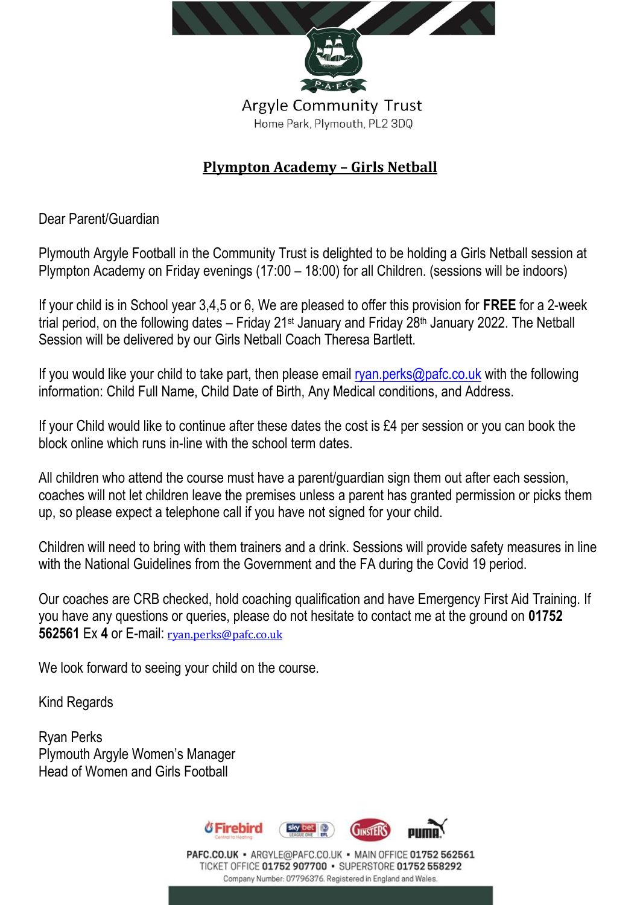Argyle Community Trust
Home Park, Plymouth, PL2 3DQ

# Plympton Academy – Girls Netball

Dear Parent/Guardian

Plymouth Argyle Football in the Community Trust is delighted to be holding a Girls Netball session at Plympton Academy on Friday evenings (17:00 – 18:00) for all Children. (sessions will be indoors)

If your child is in School year 3,4,5 or 6, We are pleased to offer this provision for **FREE** for a 2-week trial period, on the following dates – Friday 21st January and Friday 28th January 2022. The Netball Session will be delivered by our Girls Netball Coach Theresa Bartlett.

If you would like your child to take part, then please email ryan.perks@pafc.co.uk with the following information: Child Full Name, Child Date of Birth, Any Medical conditions, and Address.

If your Child would like to continue after these dates the cost is £4 per session or you can book the block online which runs in-line with the school term dates.

All children who attend the course must have a parent/guardian sign them out after each session, coaches will not let children leave the premises unless a parent has granted permission or picks them up, so please expect a telephone call if you have not signed for your child.

Children will need to bring with them trainers and a drink. Sessions will provide safety measures in line with the National Guidelines from the Government and the FA during the Covid 19 period.

Our coaches are CRB checked, hold coaching qualification and have Emergency First Aid Training. If you have any questions or queries, please do not hesitate to contact me at the ground on **01752 562561** Ex **4** or E-mail: ryan.perks@pafc.co.uk

We look forward to seeing your child on the course.

Kind Regards

Ryan Perks
Plymouth Argyle Women's Manager
Head of Women and Girls Football

PAFC.CO.UK • ARGYLE@PAFC.CO.UK • MAIN OFFICE **01752 562561**
TICKET OFFICE **01752 907700** • SUPERSTORE **01752 558292**
Company Number: 07796376. Registered in England and Wales.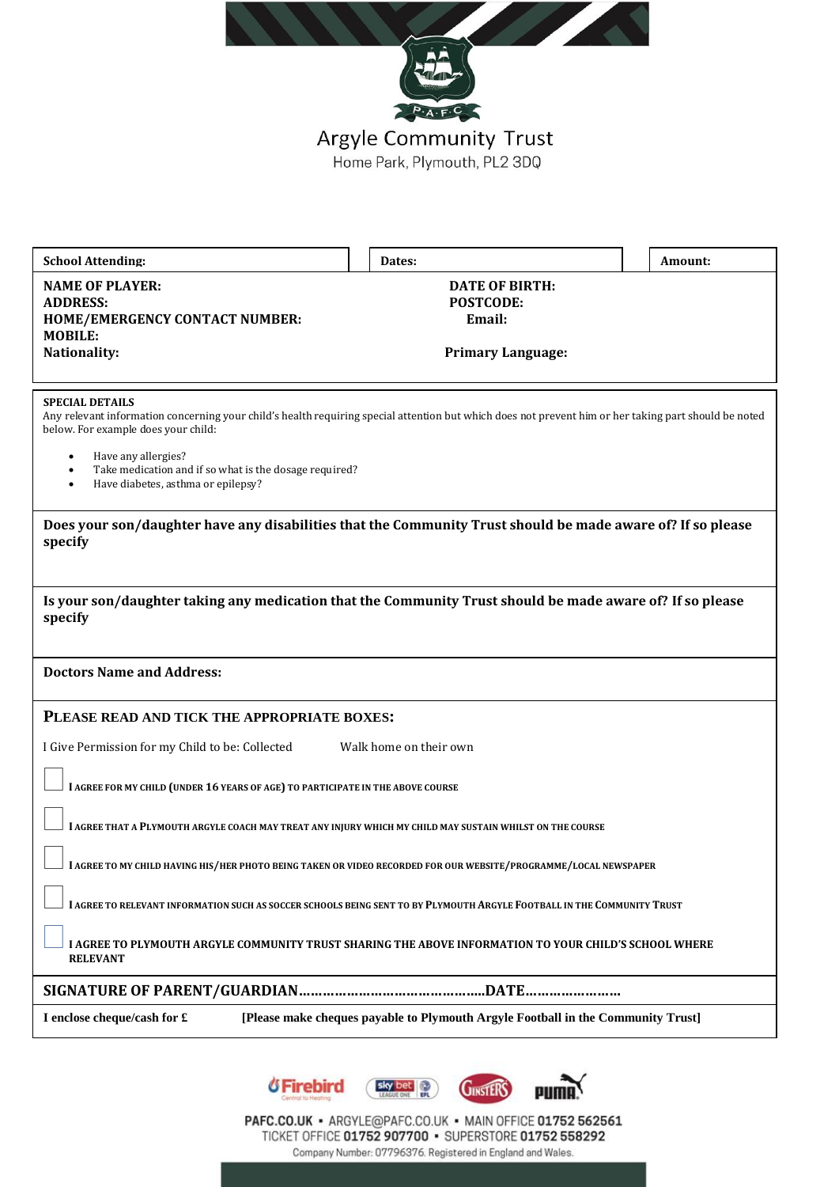# Argyle Community Trust

Home Park, Plymouth, PL2 3DQ

| School Attending: | Dates: | Amount: |
|---|---|---|

**NAME OF PLAYER:**
**DATE OF BIRTH:**
**ADDRESS:**
**POSTCODE:**
**HOME/EMERGENCY CONTACT NUMBER:**
**Email:**
**MOBILE:**
**Nationality:**
**Primary Language:**

**SPECIAL DETAILS**

Any relevant information concerning your child's health requiring special attention but which does not prevent him or her taking part should be noted below. For example does your child:

- Have any allergies?
- Take medication and if so what is the dosage required?
- Have diabetes, asthma or epilepsy?

**Does your son/daughter have any disabilities that the Community Trust should be made aware of? If so please specify**

**Is your son/daughter taking any medication that the Community Trust should be made aware of? If so please specify**

**Doctors Name and Address:**

**PLEASE READ AND TICK THE APPROPRIATE BOXES:**

I Give Permission for my Child to be: Collected Walk home on their own

- ☐ I AGREE FOR MY CHILD (UNDER 16 YEARS OF AGE) TO PARTICIPATE IN THE ABOVE COURSE
- ☐ I AGREE THAT A PLYMOUTH ARGYLE COACH MAY TREAT ANY INJURY WHICH MY CHILD MAY SUSTAIN WHILST ON THE COURSE
- ☐ I AGREE TO MY CHILD HAVING HIS/HER PHOTO BEING TAKEN OR VIDEO RECORDED FOR OUR WEBSITE/PROGRAMME/LOCAL NEWSPAPER
- ☐ I AGREE TO RELEVANT INFORMATION SUCH AS SOCCER SCHOOLS BEING SENT TO BY PLYMOUTH ARGYLE FOOTBALL IN THE COMMUNITY TRUST
- ☐ I AGREE TO PLYMOUTH ARGYLE COMMUNITY TRUST SHARING THE ABOVE INFORMATION TO YOUR CHILD'S SCHOOL WHERE RELEVANT

**SIGNATURE OF PARENT/GUARDIAN…………………………………………DATE……………………**

**I enclose cheque/cash for £** **[Please make cheques payable to Plymouth Argyle Football in the Community Trust]**

Firebird Sky Bet Ginsters Puma

PAFC.CO.UK ▪ ARGYLE@PAFC.CO.UK ▪ MAIN OFFICE 01752 562561
TICKET OFFICE 01752 907700 ▪ SUPERSTORE 01752 558292
Company Number: 07796376. Registered in England and Wales.